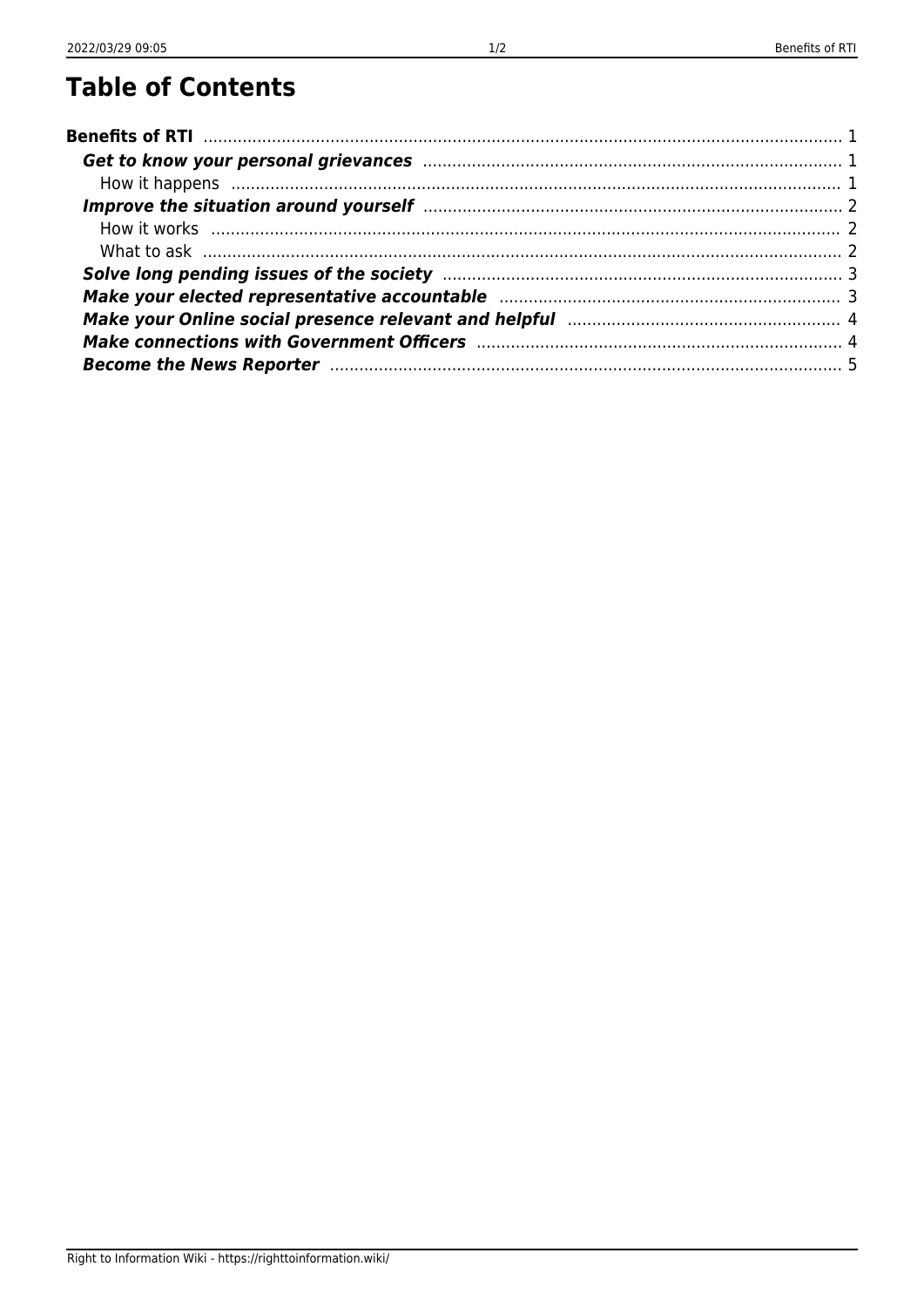# Table of Contents

| | |
|---|---|
| **Benefits of RTI** | 1 |
| ***Get to know your personal grievances*** | 1 |
| How it happens | 1 |
| ***Improve the situation around yourself*** | 2 |
| How it works | 2 |
| What to ask | 2 |
| ***Solve long pending issues of the society*** | 3 |
| ***Make your elected representative accountable*** | 3 |
| ***Make your Online social presence relevant and helpful*** | 4 |
| ***Make connections with Government Officers*** | 4 |
| ***Become the News Reporter*** | 5 |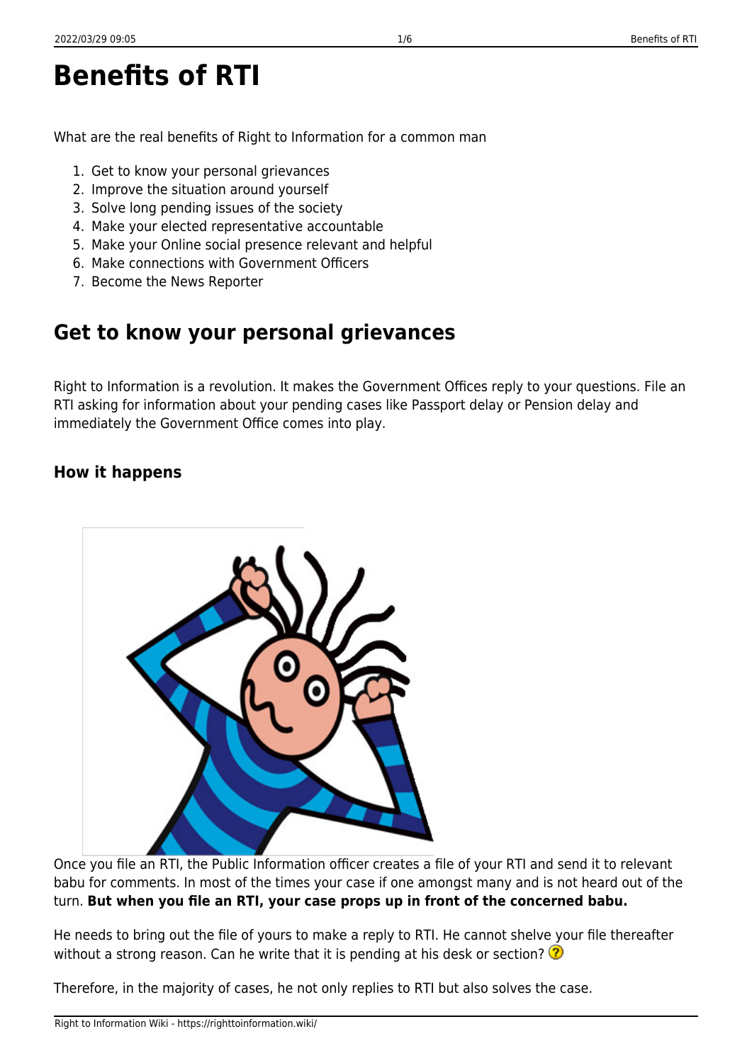# Benefits of RTI

What are the real benefits of Right to Information for a common man

1. Get to know your personal grievances
2. Improve the situation around yourself
3. Solve long pending issues of the society
4. Make your elected representative accountable
5. Make your Online social presence relevant and helpful
6. Make connections with Government Officers
7. Become the News Reporter

## Get to know your personal grievances

Right to Information is a revolution. It makes the Government Offices reply to your questions. File an RTI asking for information about your pending cases like Passport delay or Pension delay and immediately the Government Office comes into play.

### How it happens

Once you file an RTI, the Public Information officer creates a file of your RTI and send it to relevant babu for comments. In most of the times your case if one amongst many and is not heard out of the turn. **But when you file an RTI, your case props up in front of the concerned babu.**

He needs to bring out the file of yours to make a reply to RTI. He cannot shelve your file thereafter without a strong reason. Can he write that it is pending at his desk or section? ❓

Therefore, in the majority of cases, he not only replies to RTI but also solves the case.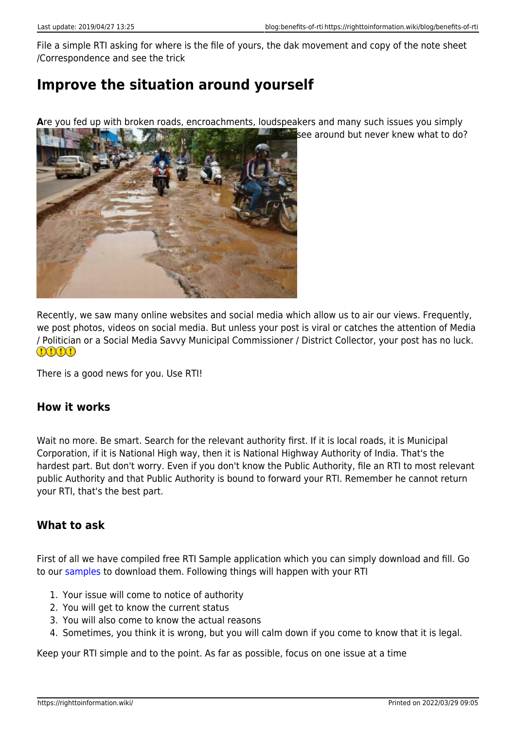File a simple RTI asking for where is the file of yours, the dak movement and copy of the note sheet /Correspondence and see the trick

## Improve the situation around yourself

**A**re you fed up with broken roads, encroachments, loudspeakers and many such issues you simply see around but never knew what to do?

Recently, we saw many online websites and social media which allow us to air our views. Frequently, we post photos, videos on social media. But unless your post is viral or catches the attention of Media / Politician or a Social Media Savvy Municipal Commissioner / District Collector, your post has no luck.

There is a good news for you. Use RTI!

### How it works

Wait no more. Be smart. Search for the relevant authority first. If it is local roads, it is Municipal Corporation, if it is National High way, then it is National Highway Authority of India. That's the hardest part. But don't worry. Even if you don't know the Public Authority, file an RTI to most relevant public Authority and that Public Authority is bound to forward your RTI. Remember he cannot return your RTI, that's the best part.

### What to ask

First of all we have compiled free RTI Sample application which you can simply download and fill. Go to our samples to download them. Following things will happen with your RTI

1. Your issue will come to notice of authority
2. You will get to know the current status
3. You will also come to know the actual reasons
4. Sometimes, you think it is wrong, but you will calm down if you come to know that it is legal.

Keep your RTI simple and to the point. As far as possible, focus on one issue at a time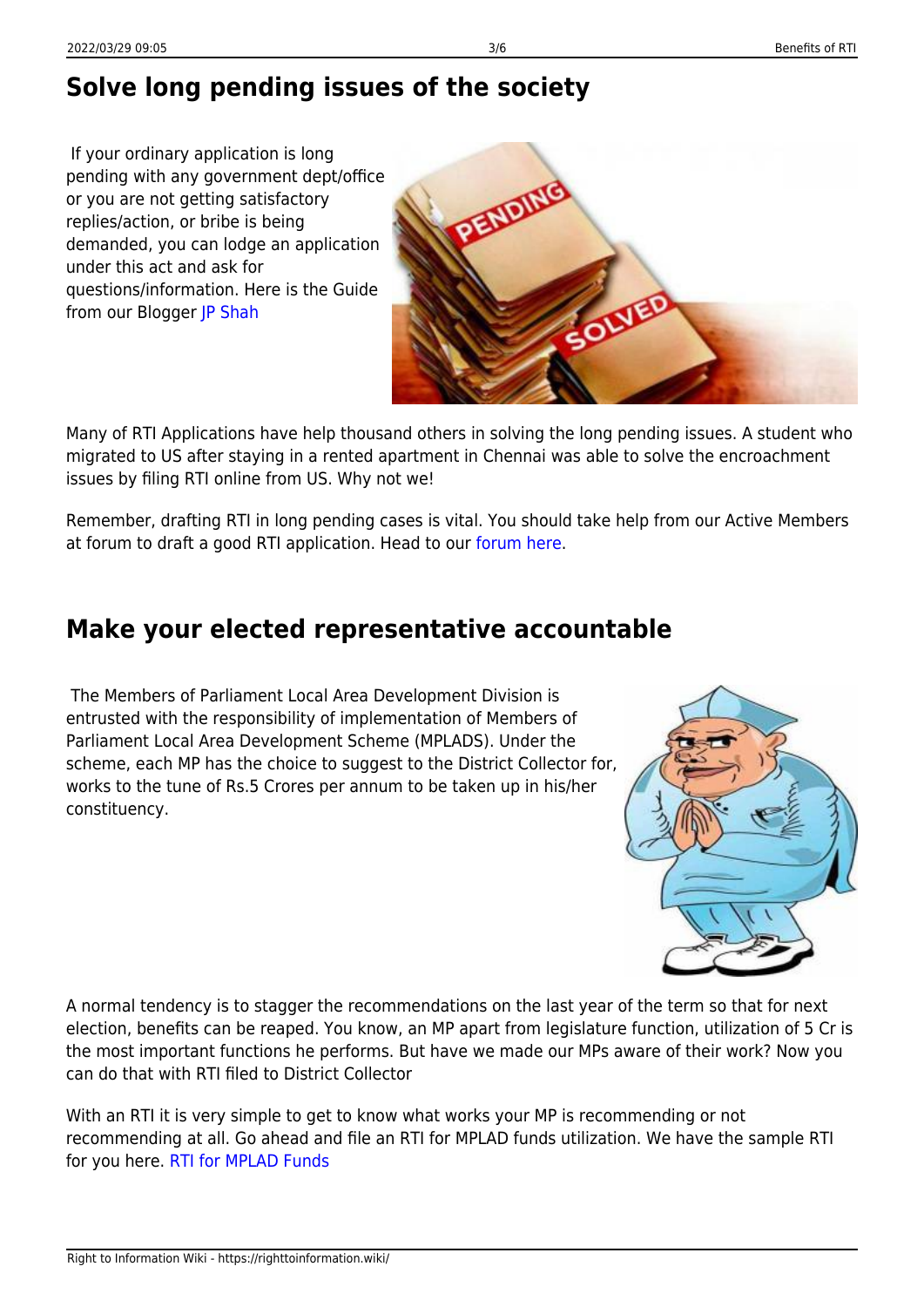## Solve long pending issues of the society

If your ordinary application is long pending with any government dept/office or you are not getting satisfactory replies/action, or bribe is being demanded, you can lodge an application under this act and ask for questions/information. Here is the Guide from our Blogger JP Shah

Many of RTI Applications have help thousand others in solving the long pending issues. A student who migrated to US after staying in a rented apartment in Chennai was able to solve the encroachment issues by filing RTI online from US. Why not we!

Remember, drafting RTI in long pending cases is vital. You should take help from our Active Members at forum to draft a good RTI application. Head to our forum here.

## Make your elected representative accountable

The Members of Parliament Local Area Development Division is entrusted with the responsibility of implementation of Members of Parliament Local Area Development Scheme (MPLADS). Under the scheme, each MP has the choice to suggest to the District Collector for, works to the tune of Rs.5 Crores per annum to be taken up in his/her constituency.

A normal tendency is to stagger the recommendations on the last year of the term so that for next election, benefits can be reaped. You know, an MP apart from legislature function, utilization of 5 Cr is the most important functions he performs. But have we made our MPs aware of their work? Now you can do that with RTI filed to District Collector

With an RTI it is very simple to get to know what works your MP is recommending or not recommending at all. Go ahead and file an RTI for MPLAD funds utilization. We have the sample RTI for you here. RTI for MPLAD Funds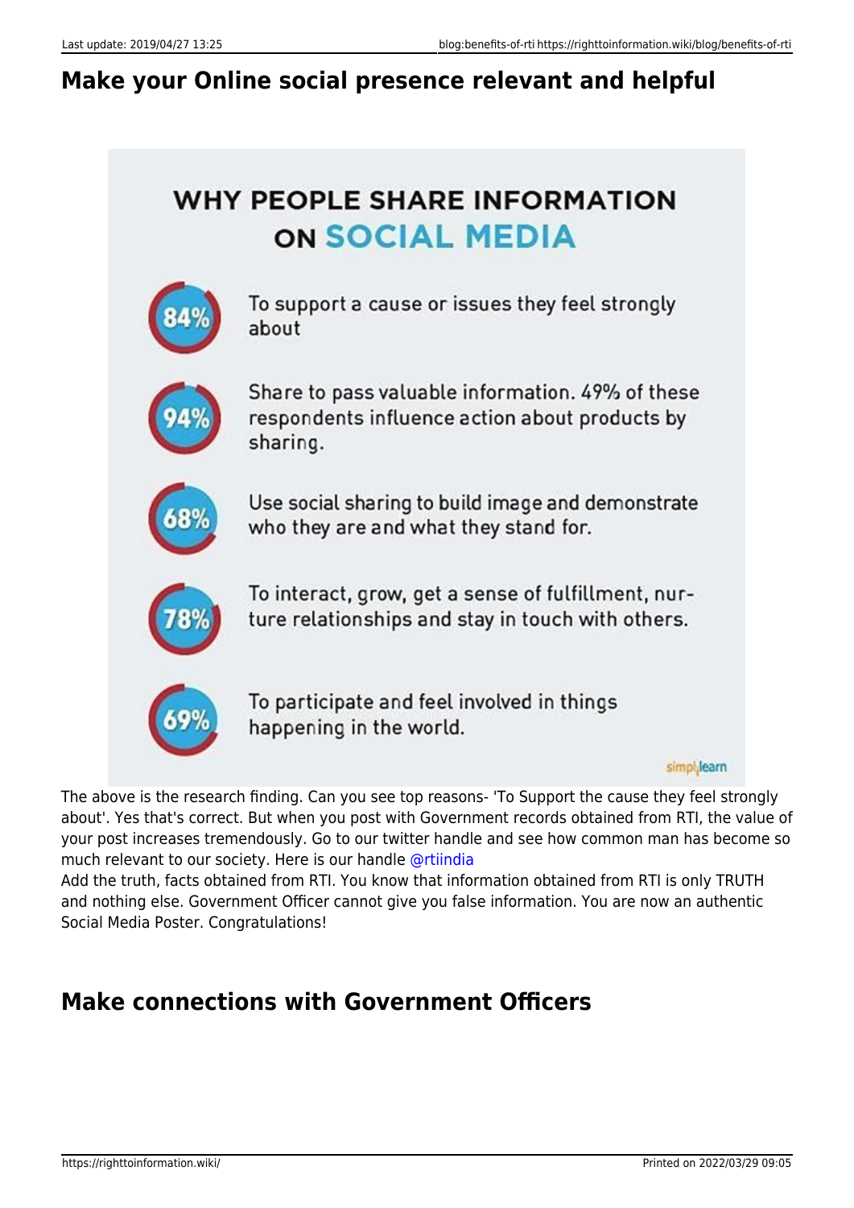## Make your Online social presence relevant and helpful

WHY PEOPLE SHARE INFORMATION ON SOCIAL MEDIA

- 84% — To support a cause or issues they feel strongly about
- 94% — Share to pass valuable information. 49% of these respondents influence action about products by sharing.
- 68% — Use social sharing to build image and demonstrate who they are and what they stand for.
- 78% — To interact, grow, get a sense of fulfillment, nurture relationships and stay in touch with others.
- 69% — To participate and feel involved in things happening in the world.

simplilearn

The above is the research finding. Can you see top reasons- 'To Support the cause they feel strongly about'. Yes that's correct. But when you post with Government records obtained from RTI, the value of your post increases tremendously. Go to our twitter handle and see how common man has become so much relevant to our society. Here is our handle @rtiindia
Add the truth, facts obtained from RTI. You know that information obtained from RTI is only TRUTH and nothing else. Government Officer cannot give you false information. You are now an authentic Social Media Poster. Congratulations!

## Make connections with Government Officers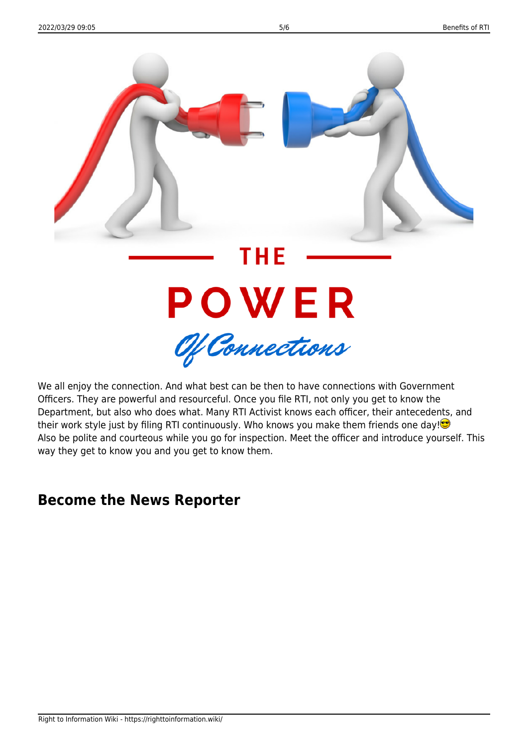THE

POWER

Of Connections

We all enjoy the connection. And what best can be then to have connections with Government Officers. They are powerful and resourceful. Once you file RTI, not only you get to know the Department, but also who does what. Many RTI Activist knows each officer, their antecedents, and their work style just by filing RTI continuously. Who knows you make them friends one day!😎
Also be polite and courteous while you go for inspection. Meet the officer and introduce yourself. This way they get to know you and you get to know them.

## Become the News Reporter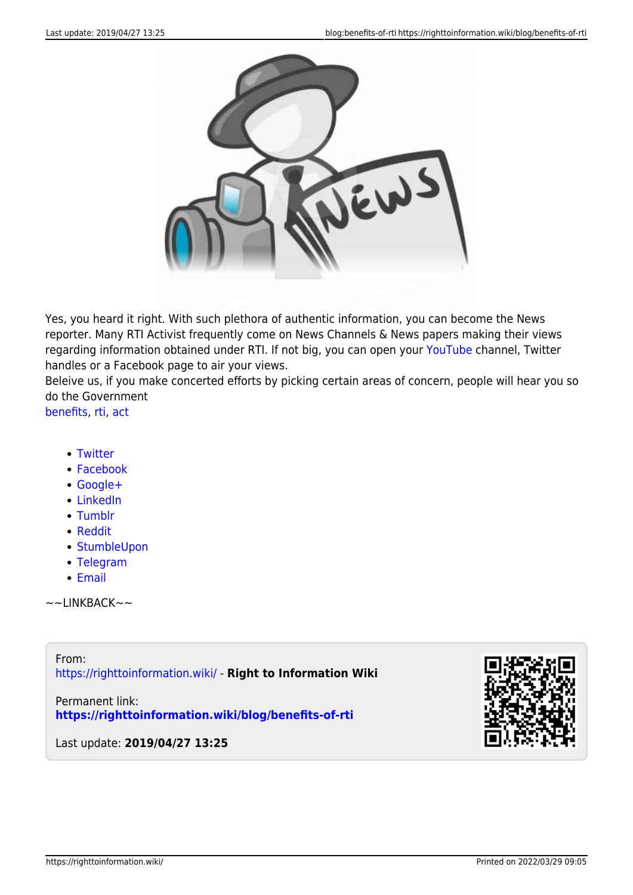Yes, you heard it right. With such plethora of authentic information, you can become the News reporter. Many RTI Activist frequently come on News Channels & News papers making their views regarding information obtained under RTI. If not big, you can open your YouTube channel, Twitter handles or a Facebook page to air your views.
Beleive us, if you make concerted efforts by picking certain areas of concern, people will hear you so do the Government
benefits, rti, act

- Twitter
- Facebook
- Google+
- LinkedIn
- Tumblr
- Reddit
- StumbleUpon
- Telegram
- Email

~~LINKBACK~~

From:
https://righttoinformation.wiki/ - **Right to Information Wiki**

Permanent link:
**https://righttoinformation.wiki/blog/benefits-of-rti**

Last update: **2019/04/27 13:25**